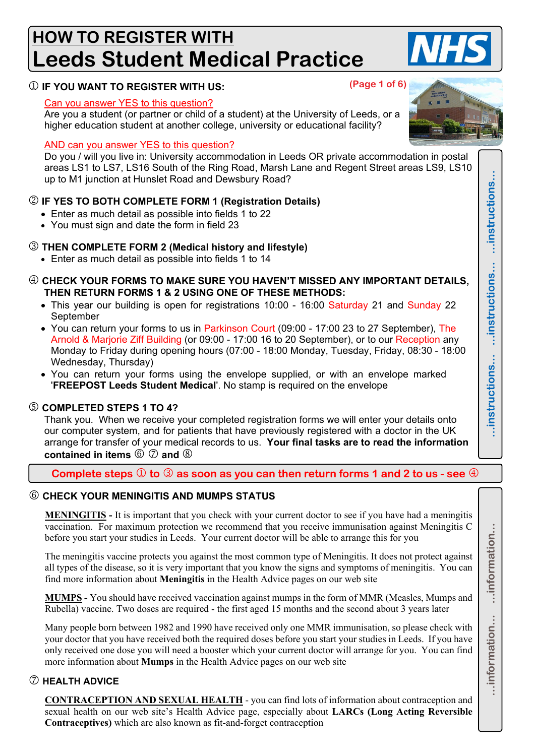# HOW TO REGISTER WITH
# Leeds Student Medical Practice

NHS

## ① IF YOU WANT TO REGISTER WITH US:

Can you answer YES to this question?
Are you a student (or partner or child of a student) at the University of Leeds, or a higher education student at another college, university or educational facility?

AND can you answer YES to this question?
Do you / will you live in: University accommodation in Leeds OR private accommodation in postal areas LS1 to LS7, LS16 South of the Ring Road, Marsh Lane and Regent Street areas LS9, LS10 up to M1 junction at Hunslet Road and Dewsbury Road?

## ② IF YES TO BOTH COMPLETE FORM 1 (Registration Details)

- Enter as much detail as possible into fields 1 to 22
- You must sign and date the form in field 23

## ③ THEN COMPLETE FORM 2 (Medical history and lifestyle)

- Enter as much detail as possible into fields 1 to 14

## ④ CHECK YOUR FORMS TO MAKE SURE YOU HAVEN'T MISSED ANY IMPORTANT DETAILS, THEN RETURN FORMS 1 & 2 USING ONE OF THESE METHODS:

- This year our building is open for registrations 10:00 - 16:00 Saturday 21 and Sunday 22 September
- You can return your forms to us in Parkinson Court (09:00 - 17:00 23 to 27 September), The Arnold & Marjorie Ziff Building (or 09:00 - 17:00 16 to 20 September), or to our Reception any Monday to Friday during opening hours (07:00 - 18:00 Monday, Tuesday, Friday, 08:30 - 18:00 Wednesday, Thursday)
- You can return your forms using the envelope supplied, or with an envelope marked '**FREEPOST Leeds Student Medical**'. No stamp is required on the envelope

## ⑤ COMPLETED STEPS 1 TO 4?

Thank you. When we receive your completed registration forms we will enter your details onto our computer system, and for patients that have previously registered with a doctor in the UK arrange for transfer of your medical records to us. **Your final tasks are to read the information contained in items ⑥ ⑦ and ⑧**

...instructions... ...instructions... ...instructions...

**Complete steps ① to ③ as soon as you can then return forms 1 and 2 to us - see ④**

## ⑥ CHECK YOUR MENINGITIS AND MUMPS STATUS

**MENINGITIS -** It is important that you check with your current doctor to see if you have had a meningitis vaccination. For maximum protection we recommend that you receive immunisation against Meningitis C before you start your studies in Leeds. Your current doctor will be able to arrange this for you

The meningitis vaccine protects you against the most common type of Meningitis. It does not protect against all types of the disease, so it is very important that you know the signs and symptoms of meningitis. You can find more information about **Meningitis** in the Health Advice pages on our web site

**MUMPS -** You should have received vaccination against mumps in the form of MMR (Measles, Mumps and Rubella) vaccine. Two doses are required - the first aged 15 months and the second about 3 years later

Many people born between 1982 and 1990 have received only one MMR immunisation, so please check with your doctor that you have received both the required doses before you start your studies in Leeds. If you have only received one dose you will need a booster which your current doctor will arrange for you. You can find more information about **Mumps** in the Health Advice pages on our web site

## ⑦ HEALTH ADVICE

**CONTRACEPTION AND SEXUAL HEALTH** - you can find lots of information about contraception and sexual health on our web site's Health Advice page, especially about **LARCs (Long Acting Reversible Contraceptives)** which are also known as fit-and-forget contraception

...information... ...information...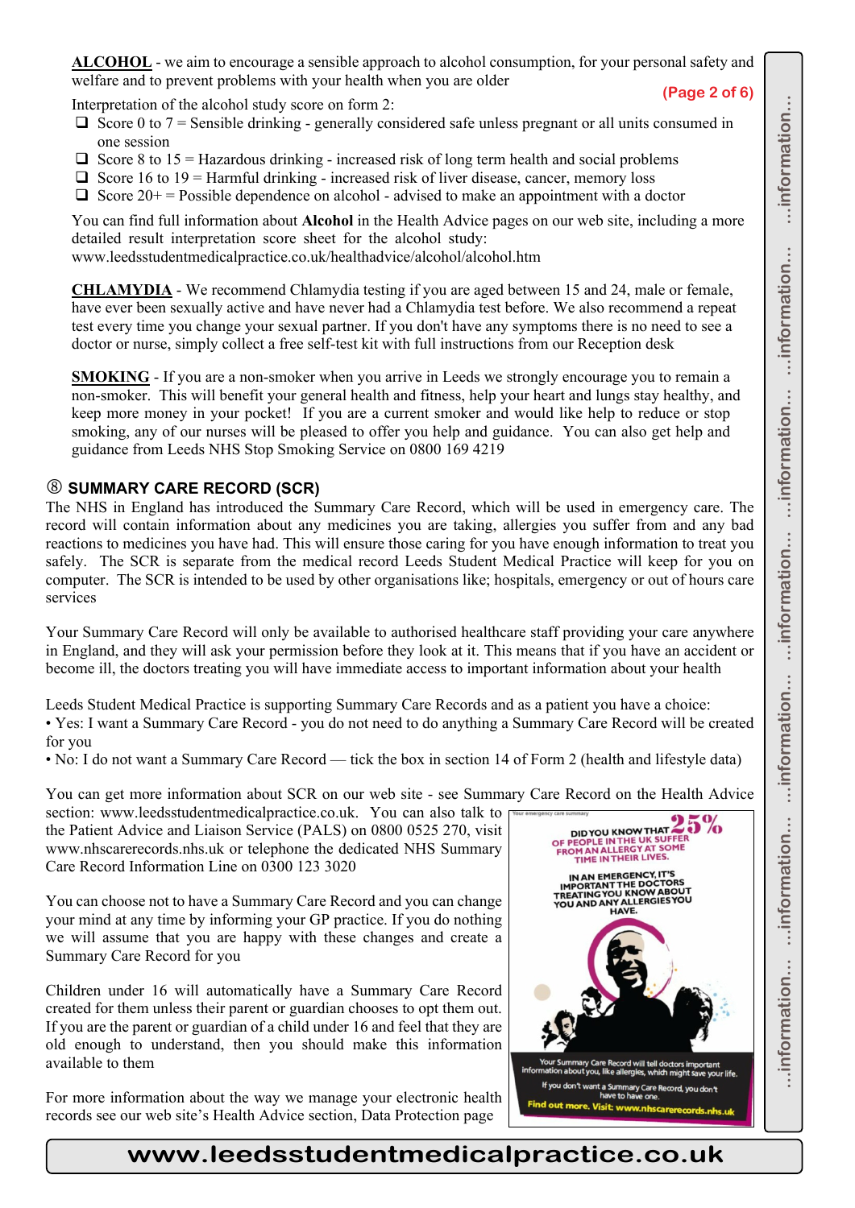**ALCOHOL** - we aim to encourage a sensible approach to alcohol consumption, for your personal safety and welfare and to prevent problems with your health when you are older

Interpretation of the alcohol study score on form 2:

- ❑ Score 0 to 7 = Sensible drinking - generally considered safe unless pregnant or all units consumed in one session
- ❑ Score 8 to 15 = Hazardous drinking - increased risk of long term health and social problems
- ❑ Score 16 to 19 = Harmful drinking - increased risk of liver disease, cancer, memory loss
- ❑ Score 20+ = Possible dependence on alcohol - advised to make an appointment with a doctor

You can find full information about **Alcohol** in the Health Advice pages on our web site, including a more detailed result interpretation score sheet for the alcohol study: www.leedsstudentmedicalpractice.co.uk/healthadvice/alcohol/alcohol.htm

**CHLAMYDIA** - We recommend Chlamydia testing if you are aged between 15 and 24, male or female, have ever been sexually active and have never had a Chlamydia test before. We also recommend a repeat test every time you change your sexual partner. If you don't have any symptoms there is no need to see a doctor or nurse, simply collect a free self-test kit with full instructions from our Reception desk

**SMOKING** - If you are a non-smoker when you arrive in Leeds we strongly encourage you to remain a non-smoker. This will benefit your general health and fitness, help your heart and lungs stay healthy, and keep more money in your pocket! If you are a current smoker and would like help to reduce or stop smoking, any of our nurses will be pleased to offer you help and guidance. You can also get help and guidance from Leeds NHS Stop Smoking Service on 0800 169 4219

## ⑧ SUMMARY CARE RECORD (SCR)

The NHS in England has introduced the Summary Care Record, which will be used in emergency care. The record will contain information about any medicines you are taking, allergies you suffer from and any bad reactions to medicines you have had. This will ensure those caring for you have enough information to treat you safely. The SCR is separate from the medical record Leeds Student Medical Practice will keep for you on computer. The SCR is intended to be used by other organisations like; hospitals, emergency or out of hours care services

Your Summary Care Record will only be available to authorised healthcare staff providing your care anywhere in England, and they will ask your permission before they look at it. This means that if you have an accident or become ill, the doctors treating you will have immediate access to important information about your health

Leeds Student Medical Practice is supporting Summary Care Records and as a patient you have a choice:

- Yes: I want a Summary Care Record - you do not need to do anything a Summary Care Record will be created for you
- No: I do not want a Summary Care Record — tick the box in section 14 of Form 2 (health and lifestyle data)

You can get more information about SCR on our web site - see Summary Care Record on the Health Advice section: www.leedsstudentmedicalpractice.co.uk. You can also talk to the Patient Advice and Liaison Service (PALS) on 0800 0525 270, visit www.nhscarerecords.nhs.uk or telephone the dedicated NHS Summary Care Record Information Line on 0300 123 3020

You can choose not to have a Summary Care Record and you can change your mind at any time by informing your GP practice. If you do nothing we will assume that you are happy with these changes and create a Summary Care Record for you

Children under 16 will automatically have a Summary Care Record created for them unless their parent or guardian chooses to opt them out. If you are the parent or guardian of a child under 16 and feel that they are old enough to understand, then you should make this information available to them

For more information about the way we manage your electronic health records see our web site's Health Advice section, Data Protection page

Your emergency care summary

DID YOU KNOW THAT 25% OF PEOPLE IN THE UK SUFFER FROM AN ALLERGY AT SOME TIME IN THEIR LIVES.

IN AN EMERGENCY, IT'S IMPORTANT THE DOCTORS TREATING YOU KNOW ABOUT YOU AND ANY ALLERGIES YOU HAVE.

Your Summary Care Record will tell doctors important information about you, like allergies, which might save your life.

If you don't want a Summary Care Record, you don't have to have one.

Find out more. Visit: www.nhscarerecords.nhs.uk

**www.leedsstudentmedicalpractice.co.uk**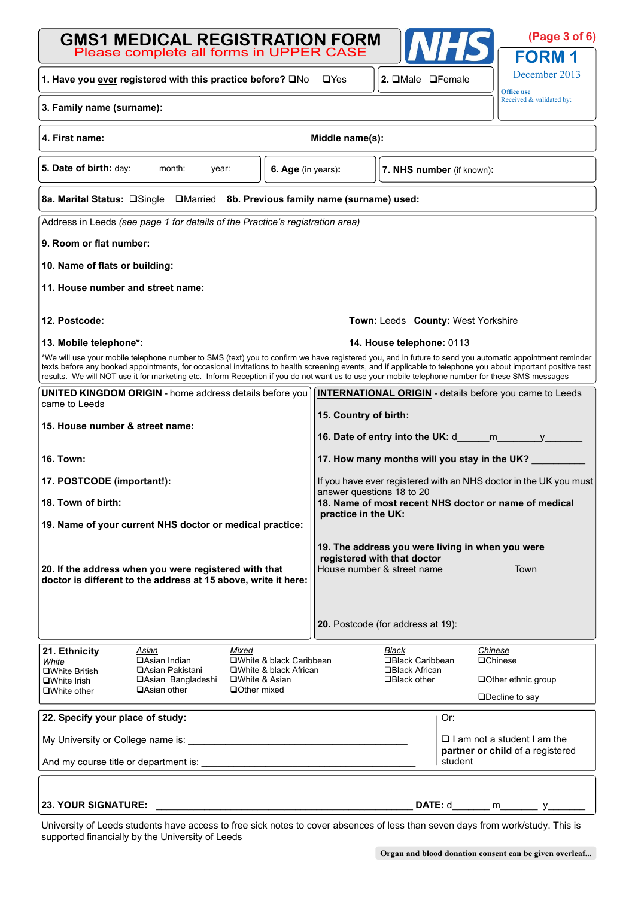# GMS1 MEDICAL REGISTRATION FORM

Please complete all forms in UPPER CASE

NHS

(Page 3 of 6)

**FORM 1**

December 2013

**Office use**
Received & validated by:

**1. Have you ever registered with this practice before?** ❑No ❑Yes

**2.** ❑Male ❑Female

**3. Family name (surname):**

**4. First name:** **Middle name(s):**

**5. Date of birth:** day: month: year:

**6. Age** (in years)**:**

**7. NHS number** (if known)**:**

**8a. Marital Status:** ❑Single ❑Married **8b. Previous family name (surname) used:**

Address in Leeds *(see page 1 for details of the Practice's registration area)*

**9. Room or flat number:**

**10. Name of flats or building:**

**11. House number and street name:**

**12. Postcode:** **Town:** Leeds **County:** West Yorkshire

**13. Mobile telephone*:** **14. House telephone:** 0113

*We will use your mobile telephone number to SMS (text) you to confirm we have registered you, and in future to send you automatic appointment reminder texts before any booked appointments, for occasional invitations to health screening events, and if applicable to telephone you about important positive test results. We will NOT use it for marketing etc. Inform Reception if you do not want us to use your mobile telephone number for these SMS messages

**UNITED KINGDOM ORIGIN** - home address details before you came to Leeds

**15. House number & street name:**

**16. Town:**

**17. POSTCODE (important!):**

**18. Town of birth:**

**19. Name of your current NHS doctor or medical practice:**

**20. If the address when you were registered with that doctor is different to the address at 15 above, write it here:**

**INTERNATIONAL ORIGIN** - details before you came to Leeds

**15. Country of birth:**

**16. Date of entry into the UK:** d______m________y_______

**17. How many months will you stay in the UK?** __________

If you have ever registered with an NHS doctor in the UK you must answer questions 18 to 20

**18. Name of most recent NHS doctor or name of medical practice in the UK:**

**19. The address you were living in when you were registered with that doctor**
House number & street name Town

**20.** Postcode (for address at 19):

**21. Ethnicity**

| White | Asian | Mixed | Black | Chinese |
|---|---|---|---|---|
| ❑White British | ❑Asian Indian | ❑White & black Caribbean | ❑Black Caribbean | ❑Chinese |
| ❑White Irish | ❑Asian Pakistani | ❑White & black African | ❑Black African | |
| ❑White other | ❑Asian Bangladeshi | ❑White & Asian | ❑Black other | ❑Other ethnic group |
| | ❑Asian other | ❑Other mixed | | ❑Decline to say |

**22. Specify your place of study:**

My University or College name is: ________________________________________

And my course title or department is: ________________________________________

Or:

❑ I am not a student I am the **partner or child** of a registered student

**23. YOUR SIGNATURE:** ________________________________________ **DATE:** d_______ m_______ y_______

University of Leeds students have access to free sick notes to cover absences of less than seven days from work/study. This is supported financially by the University of Leeds

**Organ and blood donation consent can be given overleaf...**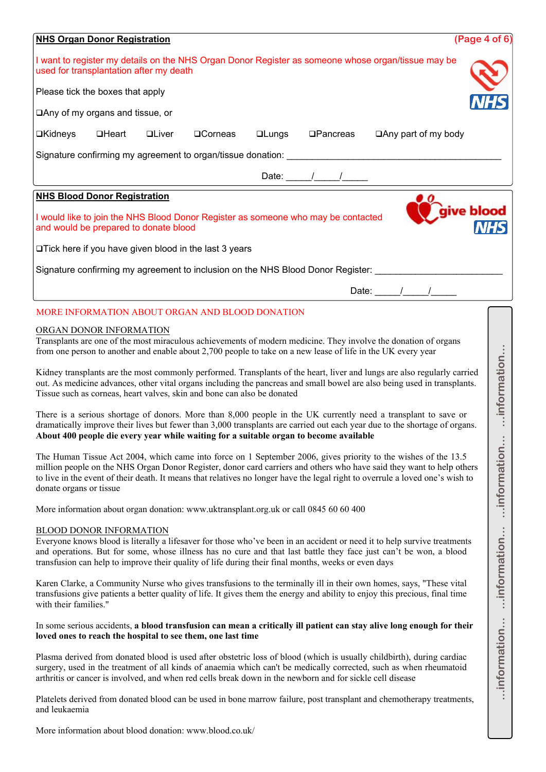## NHS Organ Donor Registration

I want to register my details on the NHS Organ Donor Register as someone whose organ/tissue may be used for transplantation after my death

Please tick the boxes that apply

❑Any of my organs and tissue, or

❑Kidneys ❑Heart ❑Liver ❑Corneas ❑Lungs ❑Pancreas ❑Any part of my body

Signature confirming my agreement to organ/tissue donation: ____________________________________________

Date: _____/_____/_____

## NHS Blood Donor Registration

I would like to join the NHS Blood Donor Register as someone who may be contacted and would be prepared to donate blood

❑Tick here if you have given blood in the last 3 years

Signature confirming my agreement to inclusion on the NHS Blood Donor Register: _________________________

Date: _____/_____/_____

## MORE INFORMATION ABOUT ORGAN AND BLOOD DONATION

### ORGAN DONOR INFORMATION

Transplants are one of the most miraculous achievements of modern medicine. They involve the donation of organs from one person to another and enable about 2,700 people to take on a new lease of life in the UK every year

Kidney transplants are the most commonly performed. Transplants of the heart, liver and lungs are also regularly carried out. As medicine advances, other vital organs including the pancreas and small bowel are also being used in transplants. Tissue such as corneas, heart valves, skin and bone can also be donated

There is a serious shortage of donors. More than 8,000 people in the UK currently need a transplant to save or dramatically improve their lives but fewer than 3,000 transplants are carried out each year due to the shortage of organs. **About 400 people die every year while waiting for a suitable organ to become available**

The Human Tissue Act 2004, which came into force on 1 September 2006, gives priority to the wishes of the 13.5 million people on the NHS Organ Donor Register, donor card carriers and others who have said they want to help others to live in the event of their death. It means that relatives no longer have the legal right to overrule a loved one's wish to donate organs or tissue

More information about organ donation: www.uktransplant.org.uk or call 0845 60 60 400

### BLOOD DONOR INFORMATION

Everyone knows blood is literally a lifesaver for those who've been in an accident or need it to help survive treatments and operations. But for some, whose illness has no cure and that last battle they face just can't be won, a blood transfusion can help to improve their quality of life during their final months, weeks or even days

Karen Clarke, a Community Nurse who gives transfusions to the terminally ill in their own homes, says, "These vital transfusions give patients a better quality of life. It gives them the energy and ability to enjoy this precious, final time with their families."

In some serious accidents, **a blood transfusion can mean a critically ill patient can stay alive long enough for their loved ones to reach the hospital to see them, one last time**

Plasma derived from donated blood is used after obstetric loss of blood (which is usually childbirth), during cardiac surgery, used in the treatment of all kinds of anaemia which can't be medically corrected, such as when rheumatoid arthritis or cancer is involved, and when red cells break down in the newborn and for sickle cell disease

Platelets derived from donated blood can be used in bone marrow failure, post transplant and chemotherapy treatments, and leukaemia

More information about blood donation: www.blood.co.uk/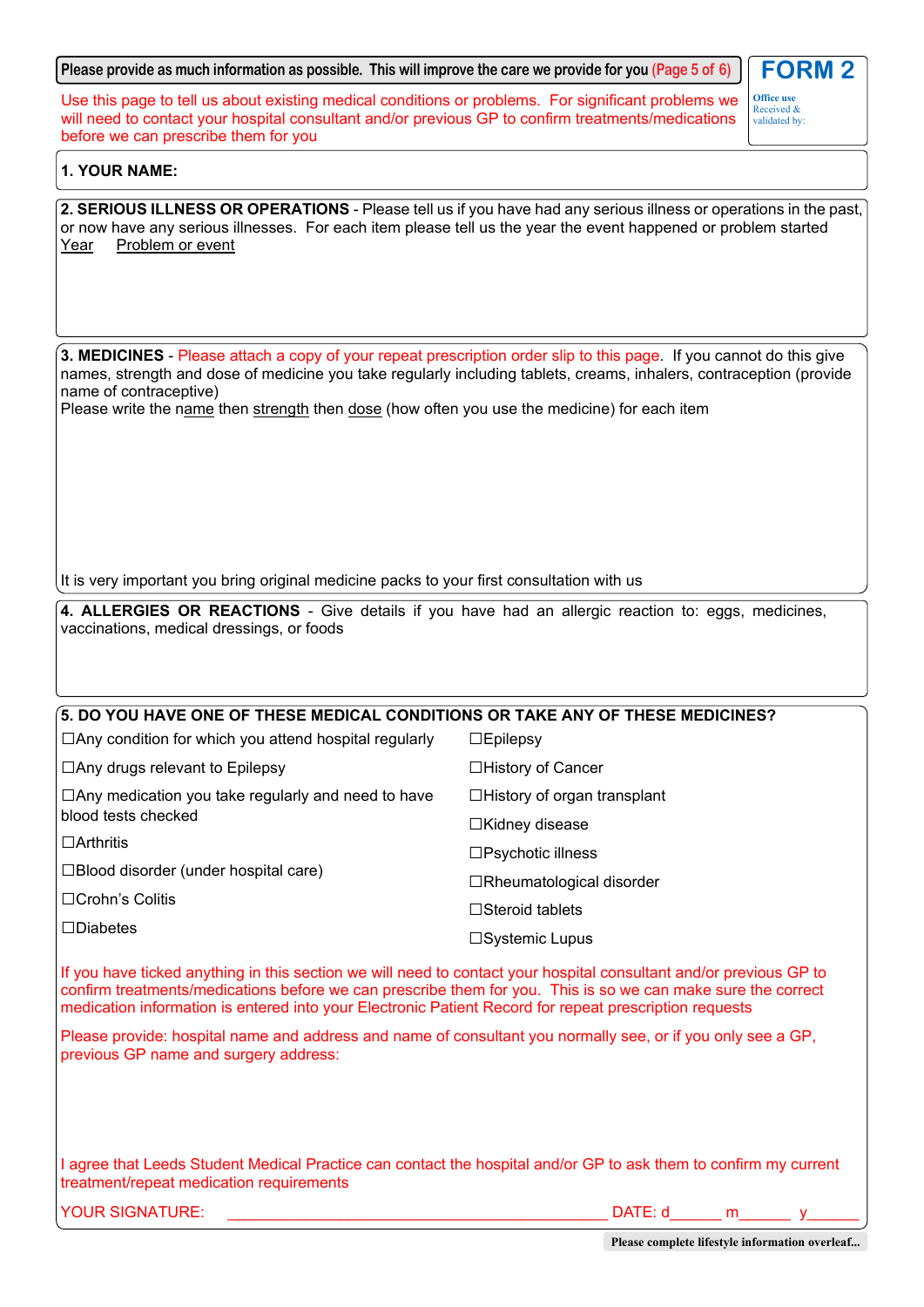Please provide as much information as possible. This will improve the care we provide for you (Page 5 of 6)

# FORM 2

Office use
Received &
validated by:

Use this page to tell us about existing medical conditions or problems. For significant problems we will need to contact your hospital consultant and/or previous GP to confirm treatments/medications before we can prescribe them for you

**1. YOUR NAME:**

**2. SERIOUS ILLNESS OR OPERATIONS** - Please tell us if you have had any serious illness or operations in the past, or now have any serious illnesses. For each item please tell us the year the event happened or problem started

Year Problem or event

**3. MEDICINES** - Please attach a copy of your repeat prescription order slip to this page. If you cannot do this give names, strength and dose of medicine you take regularly including tablets, creams, inhalers, contraception (provide name of contraceptive)

Please write the name then strength then dose (how often you use the medicine) for each item

It is very important you bring original medicine packs to your first consultation with us

**4. ALLERGIES OR REACTIONS** - Give details if you have had an allergic reaction to: eggs, medicines, vaccinations, medical dressings, or foods

**5. DO YOU HAVE ONE OF THESE MEDICAL CONDITIONS OR TAKE ANY OF THESE MEDICINES?**

- ☐Any condition for which you attend hospital regularly
- ☐Any drugs relevant to Epilepsy
- ☐Any medication you take regularly and need to have blood tests checked
- ☐Arthritis
- ☐Blood disorder (under hospital care)
- ☐Crohn's Colitis
- ☐Diabetes
- ☐Epilepsy
- ☐History of Cancer
- ☐History of organ transplant
- ☐Kidney disease
- ☐Psychotic illness
- ☐Rheumatological disorder
- ☐Steroid tablets
- ☐Systemic Lupus

If you have ticked anything in this section we will need to contact your hospital consultant and/or previous GP to confirm treatments/medications before we can prescribe them for you. This is so we can make sure the correct medication information is entered into your Electronic Patient Record for repeat prescription requests

Please provide: hospital name and address and name of consultant you normally see, or if you only see a GP, previous GP name and surgery address:

I agree that Leeds Student Medical Practice can contact the hospital and/or GP to ask them to confirm my current treatment/repeat medication requirements

YOUR SIGNATURE: ____________________________________________ DATE: d______ m______ y______

**Please complete lifestyle information overleaf...**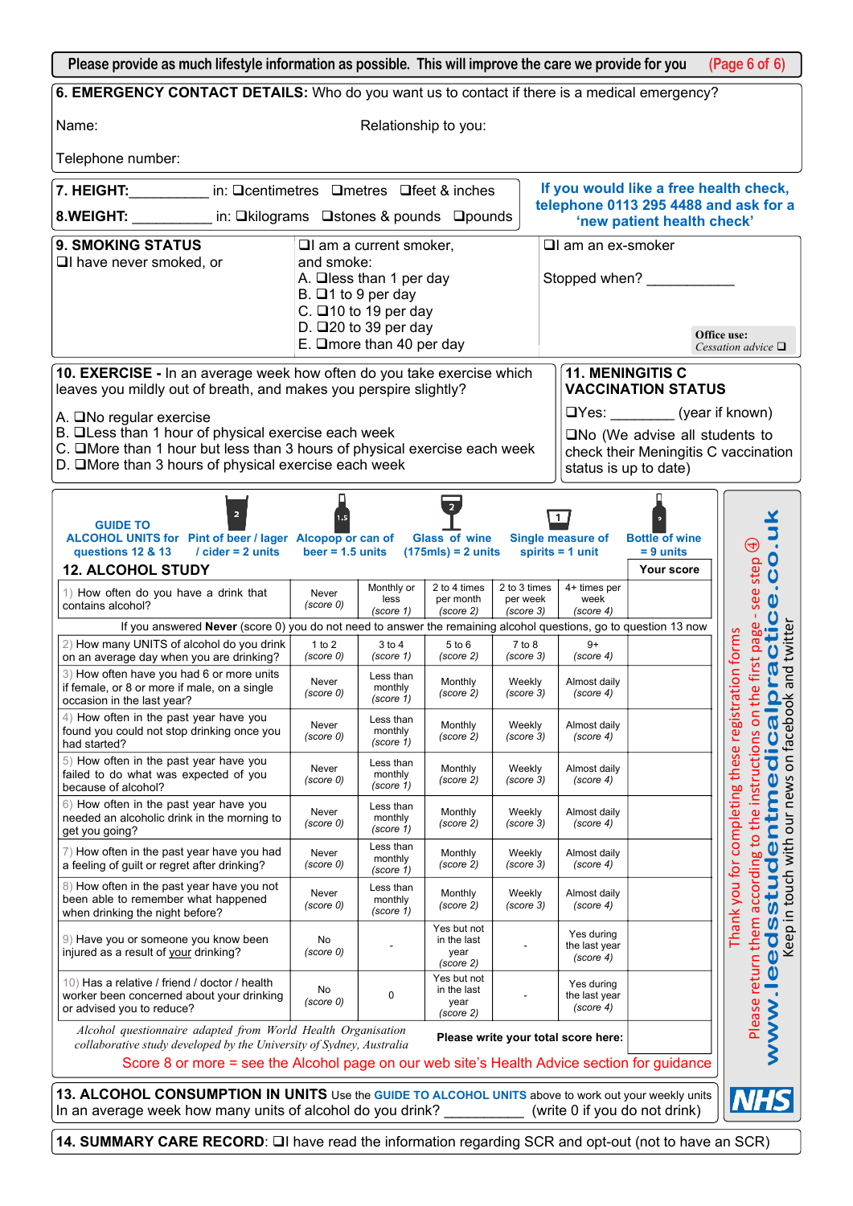**Please provide as much lifestyle information as possible. This will improve the care we provide for you** (Page 6 of 6)

**6. EMERGENCY CONTACT DETAILS:** Who do you want us to contact if there is a medical emergency?

Name: Relationship to you:

Telephone number:

**7. HEIGHT:**__________ in: ❑centimetres ❑metres ❑feet & inches

**8.WEIGHT:** __________ in: ❑kilograms ❑stones & pounds ❑pounds

**If you would like a free health check, telephone 0113 295 4488 and ask for a 'new patient health check'**

**9. SMOKING STATUS**

❑I have never smoked, or

❑I am a current smoker, and smoke:
A. ❑less than 1 per day
B. ❑1 to 9 per day
C. ❑10 to 19 per day
D. ❑20 to 39 per day
E. ❑more than 40 per day

❑I am an ex-smoker

Stopped when? ___________

Office use:
*Cessation advice* ❑

**10. EXERCISE** - In an average week how often do you take exercise which leaves you mildly out of breath, and makes you perspire slightly?

A. ❑No regular exercise
B. ❑Less than 1 hour of physical exercise each week
C. ❑More than 1 hour but less than 3 hours of physical exercise each week
D. ❑More than 3 hours of physical exercise each week

**11. MENINGITIS C VACCINATION STATUS**

❑Yes: ________ (year if known)

❑No (We advise all students to check their Meningitis C vaccination status is up to date)

**GUIDE TO ALCOHOL UNITS for questions 12 & 13**

- Pint of beer / lager / cider = 2 units
- Alcopop or can of beer = 1.5 units
- Glass of wine (175mls) = 2 units
- Single measure of spirits = 1 unit
- Bottle of wine = 9 units

**12. ALCOHOL STUDY**

| | | | | | | Your score |
|---|---|---|---|---|---|---|
| 1) How often do you have a drink that contains alcohol? | Never *(score 0)* | Monthly or less *(score 1)* | 2 to 4 times per month *(score 2)* | 2 to 3 times per week *(score 3)* | 4+ times per week *(score 4)* | |
| If you answered **Never** (score 0) you do not need to answer the remaining alcohol questions, go to question 13 now | | | | | | |
| 2) How many UNITS of alcohol do you drink on an average day when you are drinking? | 1 to 2 *(score 0)* | 3 to 4 *(score 1)* | 5 to 6 *(score 2)* | 7 to 8 *(score 3)* | 9+ *(score 4)* | |
| 3) How often have you had 6 or more units if female, or 8 or more if male, on a single occasion in the last year? | Never *(score 0)* | Less than monthly *(score 1)* | Monthly *(score 2)* | Weekly *(score 3)* | Almost daily *(score 4)* | |
| 4) How often in the past year have you found you could not stop drinking once you had started? | Never *(score 0)* | Less than monthly *(score 1)* | Monthly *(score 2)* | Weekly *(score 3)* | Almost daily *(score 4)* | |
| 5) How often in the past year have you failed to do what was expected of you because of alcohol? | Never *(score 0)* | Less than monthly *(score 1)* | Monthly *(score 2)* | Weekly *(score 3)* | Almost daily *(score 4)* | |
| 6) How often in the past year have you needed an alcoholic drink in the morning to get you going? | Never *(score 0)* | Less than monthly *(score 1)* | Monthly *(score 2)* | Weekly *(score 3)* | Almost daily *(score 4)* | |
| 7) How often in the past year have you had a feeling of guilt or regret after drinking? | Never *(score 0)* | Less than monthly *(score 1)* | Monthly *(score 2)* | Weekly *(score 3)* | Almost daily *(score 4)* | |
| 8) How often in the past year have you not been able to remember what happened when drinking the night before? | Never *(score 0)* | Less than monthly *(score 1)* | Monthly *(score 2)* | Weekly *(score 3)* | Almost daily *(score 4)* | |
| 9) Have you or someone you know been injured as a result of your drinking? | No *(score 0)* | - | Yes but not in the last year *(score 2)* | - | Yes during the last year *(score 4)* | |
| 10) Has a relative / friend / doctor / health worker been concerned about your drinking or advised you to reduce? | No *(score 0)* | 0 | Yes but not in the last year *(score 2)* | - | Yes during the last year *(score 4)* | |
| *Alcohol questionnaire adapted from World Health Organisation collaborative study developed by the University of Sydney, Australia* | | | **Please write your total score here:** | | | |

Score 8 or more = see the Alcohol page on our web site's Health Advice section for guidance

Please return them according to the instructions on the first page - see step ④
Thank you for completing these registration forms

**www.leedsstudentmedicalpractice.co.uk**
Keep in touch with our news on facebook and twitter

NHS

**13. ALCOHOL CONSUMPTION IN UNITS** Use the **GUIDE TO ALCOHOL UNITS** above to work out your weekly units
In an average week how many units of alcohol do you drink? ___________ (write 0 if you do not drink)

**14. SUMMARY CARE RECORD**: ❑I have read the information regarding SCR and opt-out (not to have an SCR)